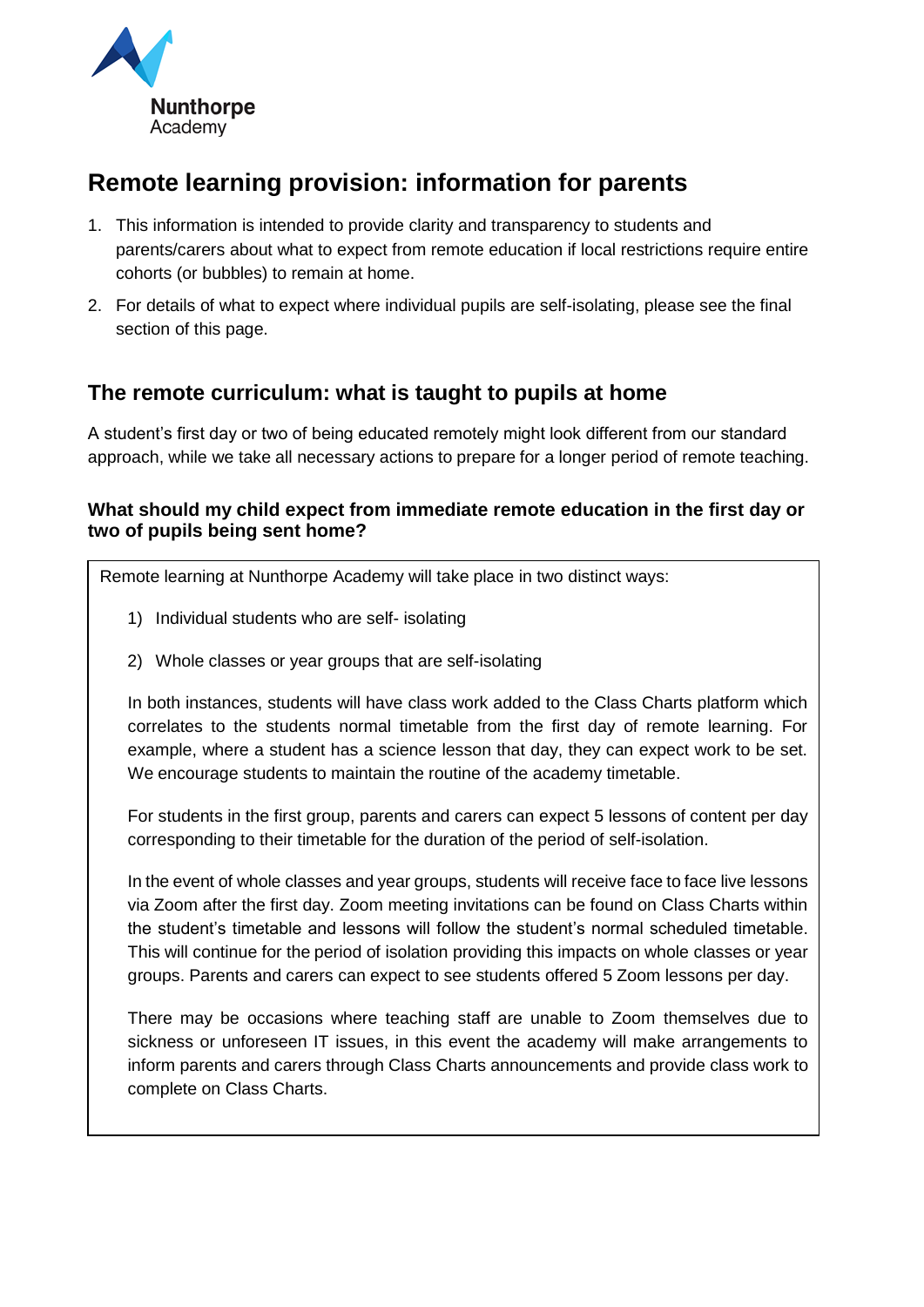Nunthorpe Academy

# Remote learning provision: information for parents

1. This information is intended to provide clarity and transparency to students and parents/carers about what to expect from remote education if local restrictions require entire cohorts (or bubbles) to remain at home.
2. For details of what to expect where individual pupils are self-isolating, please see the final section of this page.

## The remote curriculum: what is taught to pupils at home

A student's first day or two of being educated remotely might look different from our standard approach, while we take all necessary actions to prepare for a longer period of remote teaching.

### What should my child expect from immediate remote education in the first day or two of pupils being sent home?

Remote learning at Nunthorpe Academy will take place in two distinct ways:

1) Individual students who are self- isolating
2) Whole classes or year groups that are self-isolating

In both instances, students will have class work added to the Class Charts platform which correlates to the students normal timetable from the first day of remote learning. For example, where a student has a science lesson that day, they can expect work to be set. We encourage students to maintain the routine of the academy timetable.

For students in the first group, parents and carers can expect 5 lessons of content per day corresponding to their timetable for the duration of the period of self-isolation.

In the event of whole classes and year groups, students will receive face to face live lessons via Zoom after the first day. Zoom meeting invitations can be found on Class Charts within the student's timetable and lessons will follow the student's normal scheduled timetable. This will continue for the period of isolation providing this impacts on whole classes or year groups. Parents and carers can expect to see students offered 5 Zoom lessons per day.

There may be occasions where teaching staff are unable to Zoom themselves due to sickness or unforeseen IT issues, in this event the academy will make arrangements to inform parents and carers through Class Charts announcements and provide class work to complete on Class Charts.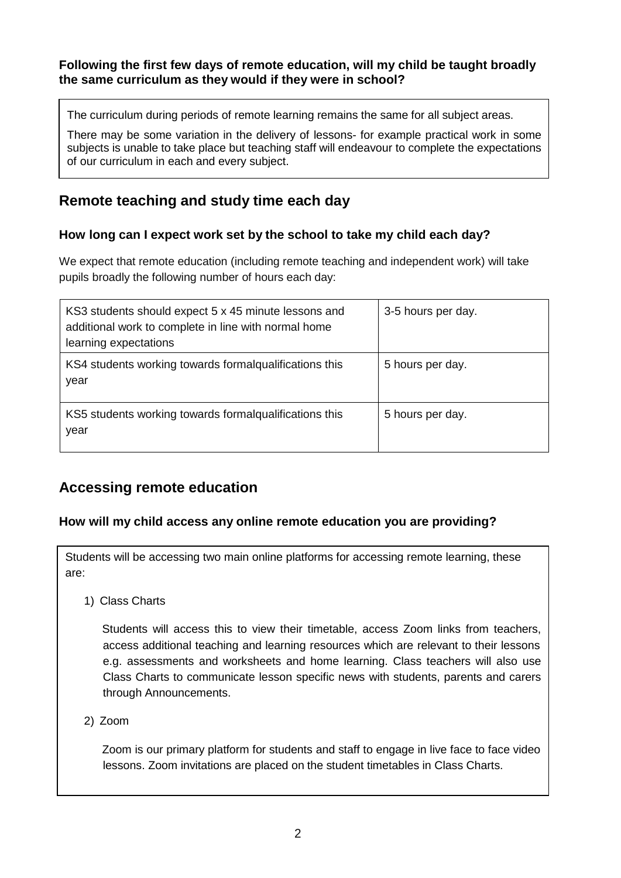**Following the first few days of remote education, will my child be taught broadly the same curriculum as they would if they were in school?**

The curriculum during periods of remote learning remains the same for all subject areas.

There may be some variation in the delivery of lessons- for example practical work in some subjects is unable to take place but teaching staff will endeavour to complete the expectations of our curriculum in each and every subject.

## Remote teaching and study time each day

### How long can I expect work set by the school to take my child each day?

We expect that remote education (including remote teaching and independent work) will take pupils broadly the following number of hours each day:

| | |
|---|---|
| KS3 students should expect 5 x 45 minute lessons and additional work to complete in line with normal home learning expectations | 3-5 hours per day. |
| KS4 students working towards formalqualifications this year | 5 hours per day. |
| KS5 students working towards formalqualifications this year | 5 hours per day. |

## Accessing remote education

### How will my child access any online remote education you are providing?

Students will be accessing two main online platforms for accessing remote learning, these are:

1) Class Charts

   Students will access this to view their timetable, access Zoom links from teachers, access additional teaching and learning resources which are relevant to their lessons e.g. assessments and worksheets and home learning. Class teachers will also use Class Charts to communicate lesson specific news with students, parents and carers through Announcements.

2) Zoom

   Zoom is our primary platform for students and staff to engage in live face to face video lessons. Zoom invitations are placed on the student timetables in Class Charts.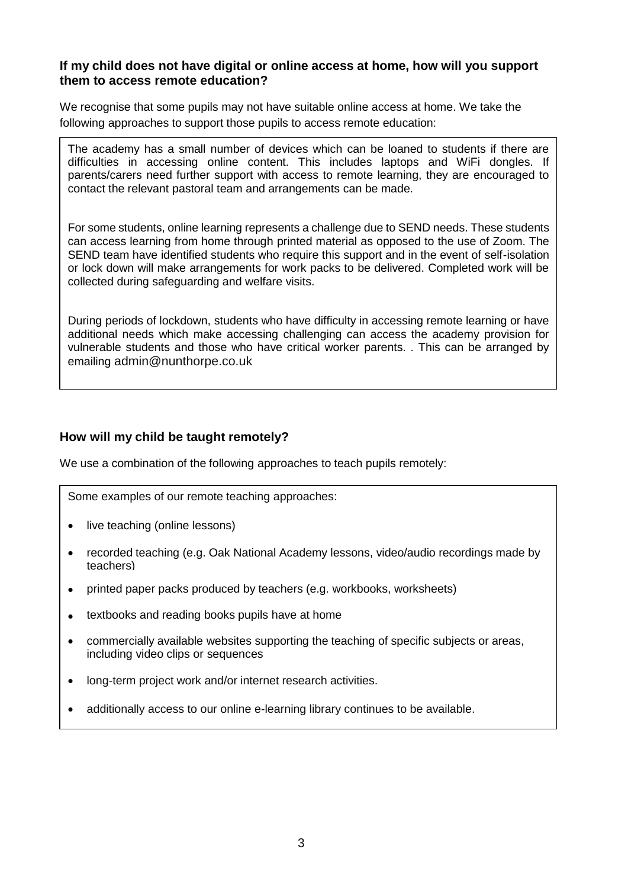### If my child does not have digital or online access at home, how will you support them to access remote education?

We recognise that some pupils may not have suitable online access at home. We take the following approaches to support those pupils to access remote education:

The academy has a small number of devices which can be loaned to students if there are difficulties in accessing online content. This includes laptops and WiFi dongles. If parents/carers need further support with access to remote learning, they are encouraged to contact the relevant pastoral team and arrangements can be made.

For some students, online learning represents a challenge due to SEND needs. These students can access learning from home through printed material as opposed to the use of Zoom. The SEND team have identified students who require this support and in the event of self-isolation or lock down will make arrangements for work packs to be delivered. Completed work will be collected during safeguarding and welfare visits.

During periods of lockdown, students who have difficulty in accessing remote learning or have additional needs which make accessing challenging can access the academy provision for vulnerable students and those who have critical worker parents. . This can be arranged by emailing admin@nunthorpe.co.uk

### How will my child be taught remotely?

We use a combination of the following approaches to teach pupils remotely:

Some examples of our remote teaching approaches:

- live teaching (online lessons)
- recorded teaching (e.g. Oak National Academy lessons, video/audio recordings made by teachers)
- printed paper packs produced by teachers (e.g. workbooks, worksheets)
- textbooks and reading books pupils have at home
- commercially available websites supporting the teaching of specific subjects or areas, including video clips or sequences
- long-term project work and/or internet research activities.
- additionally access to our online e-learning library continues to be available.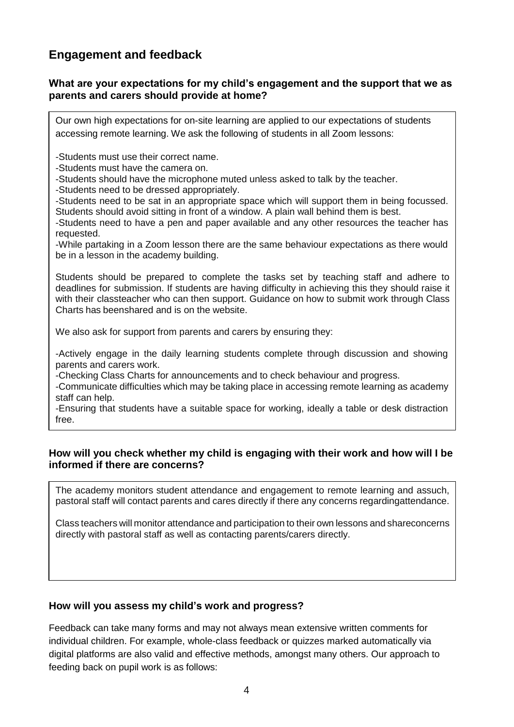## Engagement and feedback

### What are your expectations for my child's engagement and the support that we as parents and carers should provide at home?

Our own high expectations for on-site learning are applied to our expectations of students accessing remote learning. We ask the following of students in all Zoom lessons:

-Students must use their correct name.
-Students must have the camera on.
-Students should have the microphone muted unless asked to talk by the teacher.
-Students need to be dressed appropriately.
-Students need to be sat in an appropriate space which will support them in being focussed. Students should avoid sitting in front of a window. A plain wall behind them is best.
-Students need to have a pen and paper available and any other resources the teacher has requested.
-While partaking in a Zoom lesson there are the same behaviour expectations as there would be in a lesson in the academy building.

Students should be prepared to complete the tasks set by teaching staff and adhere to deadlines for submission. If students are having difficulty in achieving this they should raise it with their classteacher who can then support. Guidance on how to submit work through Class Charts has beenshared and is on the website.

We also ask for support from parents and carers by ensuring they:

-Actively engage in the daily learning students complete through discussion and showing parents and carers work.
-Checking Class Charts for announcements and to check behaviour and progress.
-Communicate difficulties which may be taking place in accessing remote learning as academy staff can help.
-Ensuring that students have a suitable space for working, ideally a table or desk distraction free.

### How will you check whether my child is engaging with their work and how will I be informed if there are concerns?

The academy monitors student attendance and engagement to remote learning and assuch, pastoral staff will contact parents and cares directly if there any concerns regardingattendance.

Class teachers will monitor attendance and participation to their own lessons and shareconcerns directly with pastoral staff as well as contacting parents/carers directly.

### How will you assess my child's work and progress?

Feedback can take many forms and may not always mean extensive written comments for individual children. For example, whole-class feedback or quizzes marked automatically via digital platforms are also valid and effective methods, amongst many others. Our approach to feeding back on pupil work is as follows: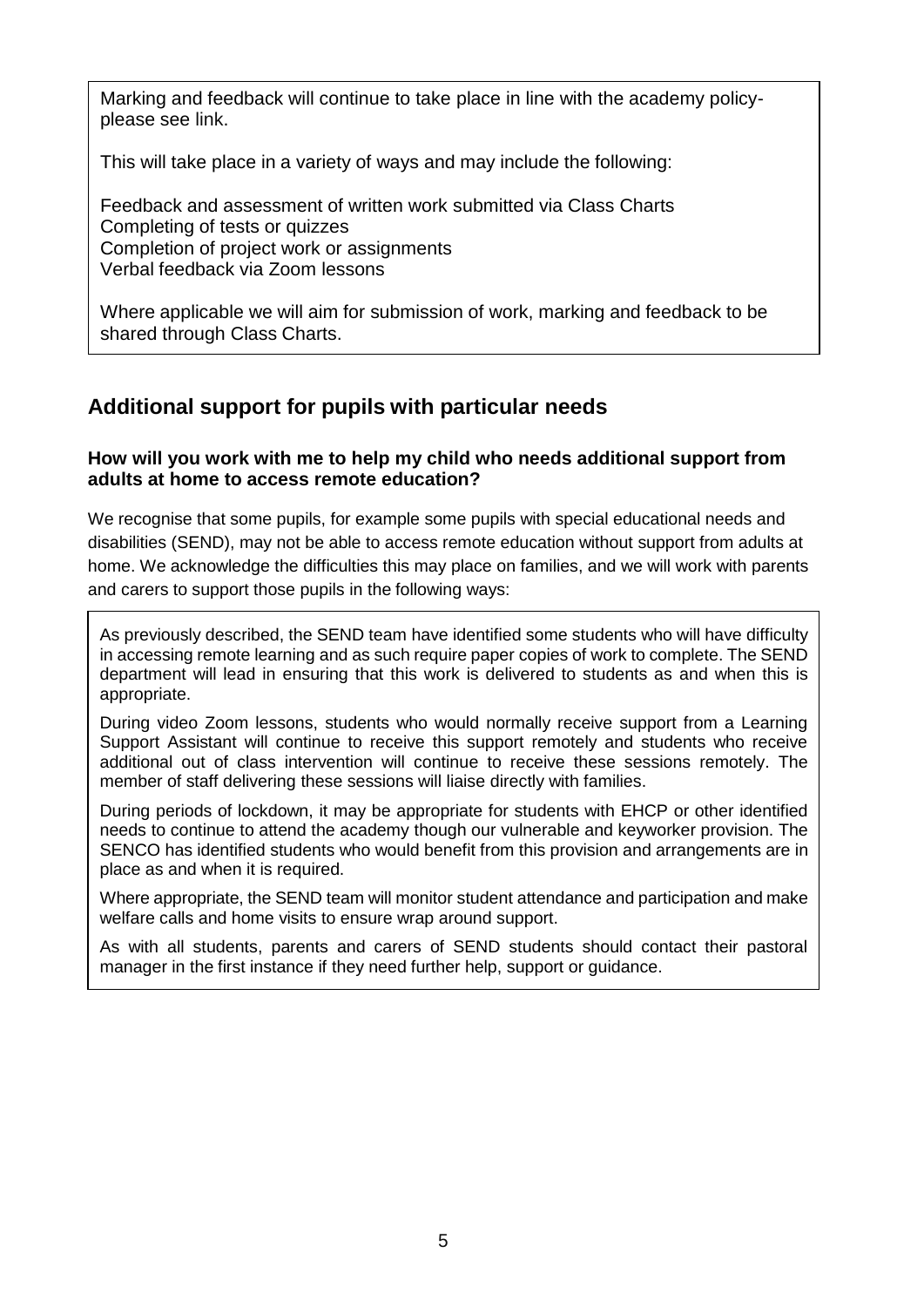Marking and feedback will continue to take place in line with the academy policy- please see link.

This will take place in a variety of ways and may include the following:

Feedback and assessment of written work submitted via Class Charts  
Completing of tests or quizzes  
Completion of project work or assignments  
Verbal feedback via Zoom lessons

Where applicable we will aim for submission of work, marking and feedback to be shared through Class Charts.

## Additional support for pupils with particular needs

### How will you work with me to help my child who needs additional support from adults at home to access remote education?

We recognise that some pupils, for example some pupils with special educational needs and disabilities (SEND), may not be able to access remote education without support from adults at home. We acknowledge the difficulties this may place on families, and we will work with parents and carers to support those pupils in the following ways:

As previously described, the SEND team have identified some students who will have difficulty in accessing remote learning and as such require paper copies of work to complete. The SEND department will lead in ensuring that this work is delivered to students as and when this is appropriate.

During video Zoom lessons, students who would normally receive support from a Learning Support Assistant will continue to receive this support remotely and students who receive additional out of class intervention will continue to receive these sessions remotely. The member of staff delivering these sessions will liaise directly with families.

During periods of lockdown, it may be appropriate for students with EHCP or other identified needs to continue to attend the academy though our vulnerable and keyworker provision. The SENCO has identified students who would benefit from this provision and arrangements are in place as and when it is required.

Where appropriate, the SEND team will monitor student attendance and participation and make welfare calls and home visits to ensure wrap around support.

As with all students, parents and carers of SEND students should contact their pastoral manager in the first instance if they need further help, support or guidance.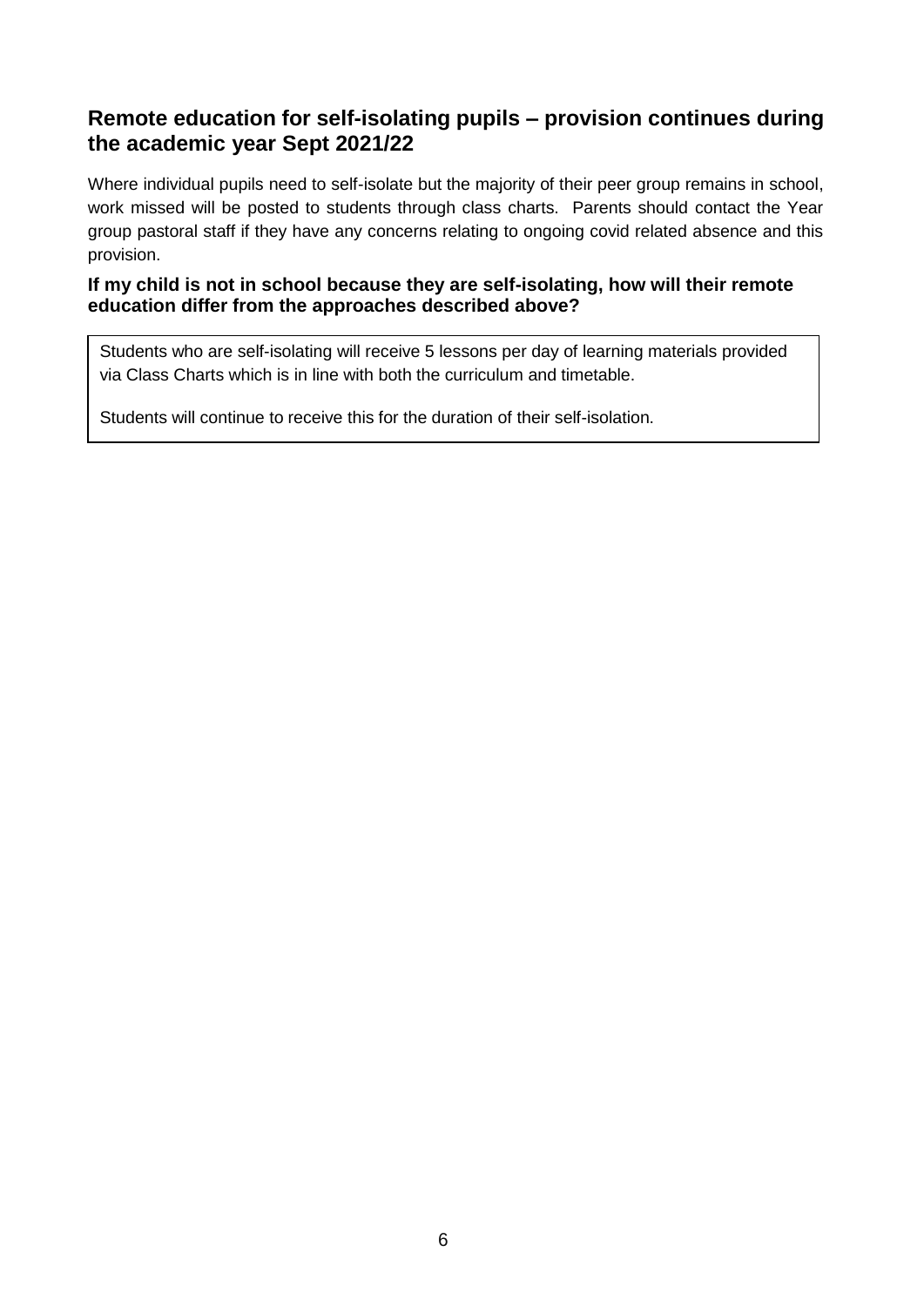## Remote education for self-isolating pupils – provision continues during the academic year Sept 2021/22

Where individual pupils need to self-isolate but the majority of their peer group remains in school, work missed will be posted to students through class charts. Parents should contact the Year group pastoral staff if they have any concerns relating to ongoing covid related absence and this provision.

### If my child is not in school because they are self-isolating, how will their remote education differ from the approaches described above?

Students who are self-isolating will receive 5 lessons per day of learning materials provided via Class Charts which is in line with both the curriculum and timetable.

Students will continue to receive this for the duration of their self-isolation.